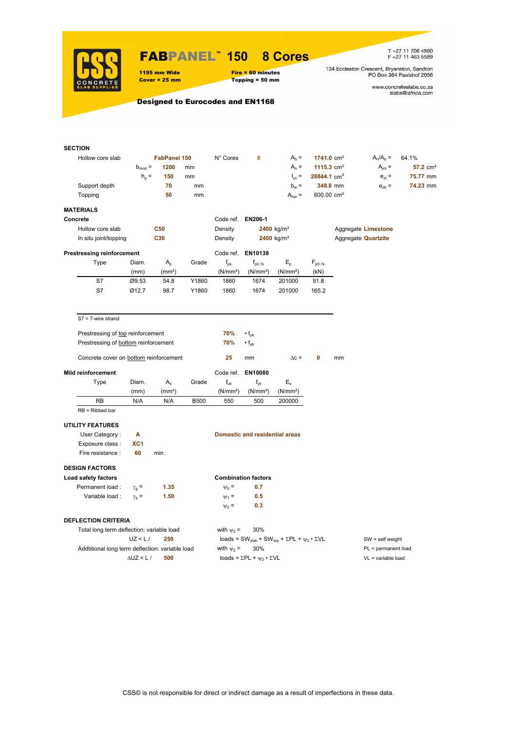# FABPANEL™ 150 8 Cores

**1195 mm Wide**
**Cover = 25 mm**

**Fire = 60 minutes**
**Topping = 50 mm**

T +27 11 706 4560
F +27 11 463 5589

134 Eccleston Crescent, Bryanston, Sandton
PO Box 364 Paulshof 2056

www.concreteslabs.co.za
slabs@iafrica.com

**Designed to Eurocodes and EN1168**

## SECTION

| | | | | | | | |
|---|---|---|---|---|---|---|---|
| Hollow core slab | **FabPanel 150** | N° Cores | **8** | $A_b$ = | **1741.0** cm² | $A_n/A_b$ = | 64.1% |
| $b_{mod}$ = | **1200** mm | | | $A_n$ = | **1115.3** cm² | $A_{jnt}$ = | **57.2** cm² |
| $h_p$ = | **150** mm | | | $I_{yc}$ = | **28844.1** cm⁴ | $e_{zt}$ = | **75.77** mm |
| Support depth | **70** mm | | | $b_w$ = | **348.8** mm | $e_{zb}$ = | **74.23** mm |
| Topping | **50** mm | | | $A_{top}$ = | 600.00 cm² | | |

## MATERIALS

### Concrete

Code ref. **EN206-1**

| | | | | |
|---|---|---|---|---|
| Hollow core slab | **C50** | Density | **2400** kg/m³ | Aggregate **Limestone** |
| In situ joint/topping | **C30** | Density | **2400** kg/m³ | Aggregate **Quartzite** |

### Prestressing reinforcement

Code ref. **EN10138**

| Type | Diam. (mm) | $A_p$ (mm²) | Grade | $f_{pk}$ (N/mm²) | $f_{p0.1k}$ (N/mm²) | $E_p$ (N/mm²) | $F_{p0.1k}$ (kN) |
|---|---|---|---|---|---|---|---|
| S7 | Ø9.53 | 54.8 | Y1860 | 1860 | 1674 | 201000 | 91.8 |
| S7 | Ø12.7 | 98.7 | Y1860 | 1860 | 1674 | 201000 | 165.2 |

S7 = 7-wire strand

Prestressing of top reinforcement **70%** • $f_{pk}$

Prestressing of bottom reinforcement **70%** • $f_{pk}$

Concrete cover on bottom reinforcement **25** mm $\Delta c$ = **0** mm

### Mild reinforcement

Code ref. **EN10080**

| Type | Diam. (mm) | $A_s$ (mm²) | Grade | $f_{uk}$ (N/mm²) | $f_{yk}$ (N/mm²) | $E_s$ (N/mm²) |
|---|---|---|---|---|---|---|
| RB | N/A | N/A | B500 | 550 | 500 | 200000 |

RB = Ribbed bar

## UTILITY FEATURES

User Category : **A** — **Domestic and residential areas**

Exposure class : **XC1**

Fire resistance : **60** min.

## DESIGN FACTORS

### Load safety factors

Permanent load : $\gamma_g$ = **1.35**

Variable load : $\gamma_q$ = **1.50**

### Combination factors

$\psi_0$ = **0.7**

$\psi_1$ = **0.5**

$\psi_2$ = **0.3**

## DEFLECTION CRITERIA

Total long term deflection: variable load with $\psi_2$ = 30%

UZ < L / **250** loads = $SW_{slab} + SW_{top} + \Sigma PL + \psi_2 \cdot \Sigma VL$

Addtitional long term deflection: variable load with $\psi_2$ = 30%

$\Delta$UZ < L / **500** loads = $\Sigma PL + \psi_2 \cdot \Sigma VL$

SW = self weight
PL = permanent load
VL = variable load

CSS© is not responsible for direct or indirect damage as a result of imperfections in these data.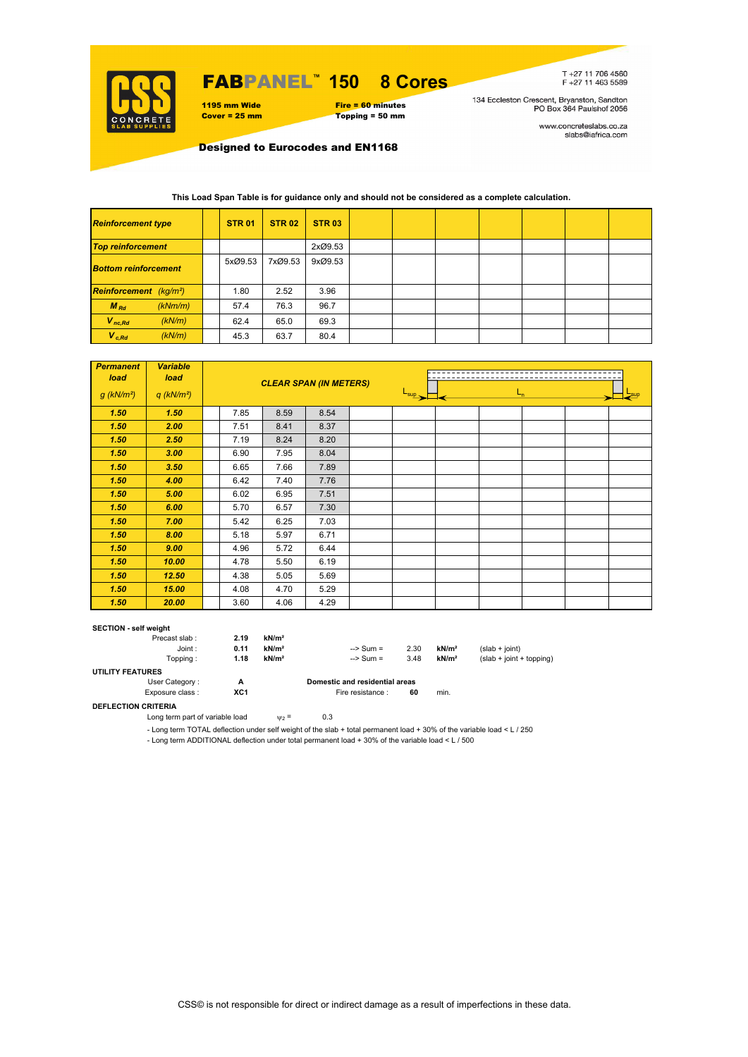# FABPANEL™ 150 8 Cores

**1195 mm Wide**
**Cover = 25 mm**

**Fire = 60 minutes**
**Topping = 50 mm**

T +27 11 706 4560
F +27 11 463 5589

134 Eccleston Crescent, Bryanston, Sandton
PO Box 364 Paulshof 2056

www.concreteslabs.co.za
slabs@iafrica.com

**Designed to Eurocodes and EN1168**

**This Load Span Table is for guidance only and should not be considered as a complete calculation.**

| *Reinforcement type* | | | STR 01 | STR 02 | STR 03 | | | | | | | |
|---|---|---|---|---|---|---|---|---|---|---|---|---|
| *Top reinforcement* | | | | | 2xØ9.53 | | | | | | | |
| *Bottom reinforcement* | | | 5xØ9.53 | 7xØ9.53 | 9xØ9.53 | | | | | | | |
| *Reinforcement* | *(kg/m²)* | | 1.80 | 2.52 | 3.96 | | | | | | | |
| $M_{Rd}$ | *(kNm/m)* | | 57.4 | 76.3 | 96.7 | | | | | | | |
| $V_{nc,Rd}$ | *(kN/m)* | | 62.4 | 65.0 | 69.3 | | | | | | | |
| $V_{c,Rd}$ | *(kN/m)* | | 45.3 | 63.7 | 80.4 | | | | | | | |

| Permanent load g (kN/m²) | Variable load q (kN/m²) | | CLEAR SPAN (IN METERS) $L_{sup}$ – $L_n$ – $L_{sup}$ | | | | | | | | | |
|---|---|---|---|---|---|---|---|---|---|---|---|---|
| 1.50 | 1.50 | | 7.85 | 8.59 | 8.54 | | | | | | | |
| 1.50 | 2.00 | | 7.51 | 8.41 | 8.37 | | | | | | | |
| 1.50 | 2.50 | | 7.19 | 8.24 | 8.20 | | | | | | | |
| 1.50 | 3.00 | | 6.90 | 7.95 | 8.04 | | | | | | | |
| 1.50 | 3.50 | | 6.65 | 7.66 | 7.89 | | | | | | | |
| 1.50 | 4.00 | | 6.42 | 7.40 | 7.76 | | | | | | | |
| 1.50 | 5.00 | | 6.02 | 6.95 | 7.51 | | | | | | | |
| 1.50 | 6.00 | | 5.70 | 6.57 | 7.30 | | | | | | | |
| 1.50 | 7.00 | | 5.42 | 6.25 | 7.03 | | | | | | | |
| 1.50 | 8.00 | | 5.18 | 5.97 | 6.71 | | | | | | | |
| 1.50 | 9.00 | | 4.96 | 5.72 | 6.44 | | | | | | | |
| 1.50 | 10.00 | | 4.78 | 5.50 | 6.19 | | | | | | | |
| 1.50 | 12.50 | | 4.38 | 5.05 | 5.69 | | | | | | | |
| 1.50 | 15.00 | | 4.08 | 4.70 | 5.29 | | | | | | | |
| 1.50 | 20.00 | | 3.60 | 4.06 | 4.29 | | | | | | | |

**SECTION - self weight**

| | | | | | | |
|---|---|---|---|---|---|---|
| Precast slab : | 2.19 | kN/m² | | | | |
| Joint : | 0.11 | kN/m² | --> Sum = | 2.30 | kN/m² | (slab + joint) |
| Topping : | 1.18 | kN/m² | --> Sum = | 3.48 | kN/m² | (slab + joint + topping) |

**UTILITY FEATURES**

User Category : **A** — **Domestic and residential areas**

Exposure class : **XC1** — Fire resistance : **60** min.

**DEFLECTION CRITERIA**

Long term part of variable load $\psi_2$ = 0.3

- Long term TOTAL deflection under self weight of the slab + total permanent load + 30% of the variable load < L / 250
- Long term ADDITIONAL deflection under total permanent load + 30% of the variable load < L / 500

CSS© is not responsible for direct or indirect damage as a result of imperfections in these data.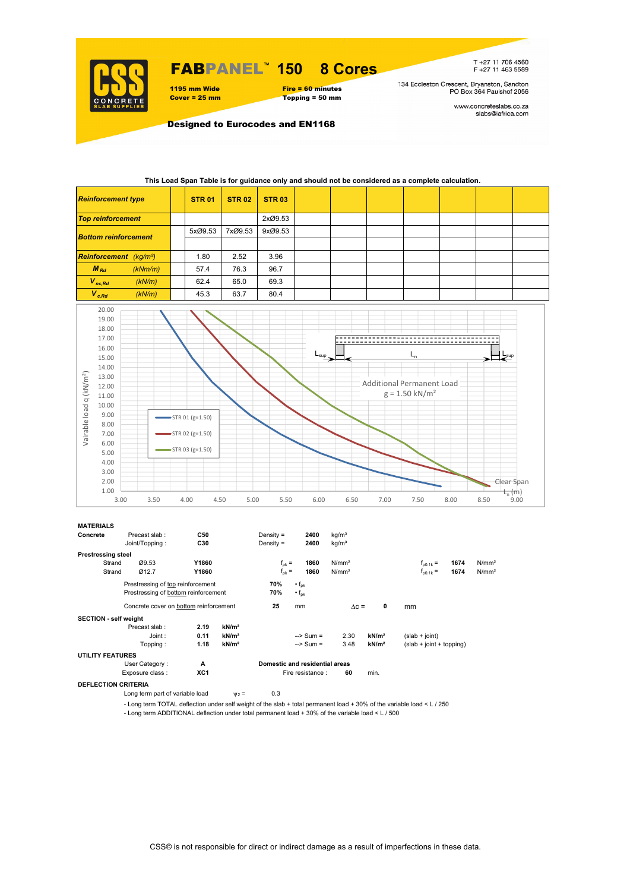# FABPANEL™ 150 8 Cores

**1195 mm Wide**
**Cover = 25 mm**

**Fire = 60 minutes**
**Topping = 50 mm**

T +27 11 706 4560
F +27 11 463 5589

134 Eccleston Crescent, Bryanston, Sandton
PO Box 364 Paulshof 2056

www.concreteslabs.co.za
slabs@iafrica.com

**Designed to Eurocodes and EN1168**

**This Load Span Table is for guidance only and should not be considered as a complete calculation.**

| | | | | | | | | | | | | |
|---|---|---|---|---|---|---|---|---|---|---|---|---|
| ***Reinforcement type*** | | **STR 01** | **STR 02** | **STR 03** | | | | | | | | |
| ***Top reinforcement*** | | | | 2xØ9.53 | | | | | | | | |
| ***Bottom reinforcement*** | | 5xØ9.53 | 7xØ9.53 | 9xØ9.53 | | | | | | | | |
| | | | | | | | | | | | | |
| ***Reinforcement (kg/m²)*** | | 1.80 | 2.52 | 3.96 | | | | | | | | |
| $M_{Rd}$ *(kNm/m)* | | 57.4 | 76.3 | 96.7 | | | | | | | | |
| $V_{nc,Rd}$ *(kN/m)* | | 62.4 | 65.0 | 69.3 | | | | | | | | |
| $V_{c,Rd}$ *(kN/m)* | | 45.3 | 63.7 | 80.4 | | | | | | | | |

Vairable load q (kN/m²)

20.00
19.00
18.00
17.00
16.00
15.00
14.00
13.00
12.00
11.00
10.00
9.00
8.00
7.00
6.00
5.00
4.00
3.00
2.00
1.00

3.00 3.50 4.00 4.50 5.00 5.50 6.00 6.50 7.00 7.50 8.00 8.50 9.00

Clear Span $L_n$ (m)

STR 01 (g=1.50)
STR 02 (g=1.50)
STR 03 (g=1.50)

$L_{sup}$ $L_n$ $L_{sup}$

Additional Permanent Load
g = 1.50 kN/m²

**MATERIALS**

**Concrete**

| | | | | | |
|---|---|---|---|---|---|
| Precast slab : | C50 | Density = | 2400 | kg/m³ | |
| Joint/Topping : | C30 | Density = | 2400 | kg/m³ | |

**Prestressing steel**

| | | | | | | | |
|---|---|---|---|---|---|---|---|
| Strand Ø9.53 | Y1860 | $f_{pk}$ = | 1860 | N/mm² | $f_{p0.1k}$ = | 1674 | N/mm² |
| Strand Ø12.7 | Y1860 | $f_{pk}$ = | 1860 | N/mm² | $f_{p0.1k}$ = | 1674 | N/mm² |

Prestressing of top reinforcement 70% • $f_{pk}$
Prestressing of bottom reinforcement 70% • $f_{pk}$

Concrete cover on bottom reinforcement 25 mm $\Delta c$ = 0 mm

**SECTION - self weight**

| | | | | | | |
|---|---|---|---|---|---|---|
| Precast slab : | 2.19 | kN/m² | | | | |
| Joint : | 0.11 | kN/m² | --> Sum = | 2.30 | kN/m² | (slab + joint) |
| Topping : | 1.18 | kN/m² | --> Sum = | 3.48 | kN/m² | (slab + joint + topping) |

**UTILITY FEATURES**

User Category : A — Domestic and residential areas
Exposure class : XC1 — Fire resistance : 60 min.

**DEFLECTION CRITERIA**

Long term part of variable load $\psi_2$ = 0.3

- Long term TOTAL deflection under self weight of the slab + total permanent load + 30% of the variable load < L / 250
- Long term ADDITIONAL deflection under total permanent load + 30% of the variable load < L / 500

CSS© is not responsible for direct or indirect damage as a result of imperfections in these data.